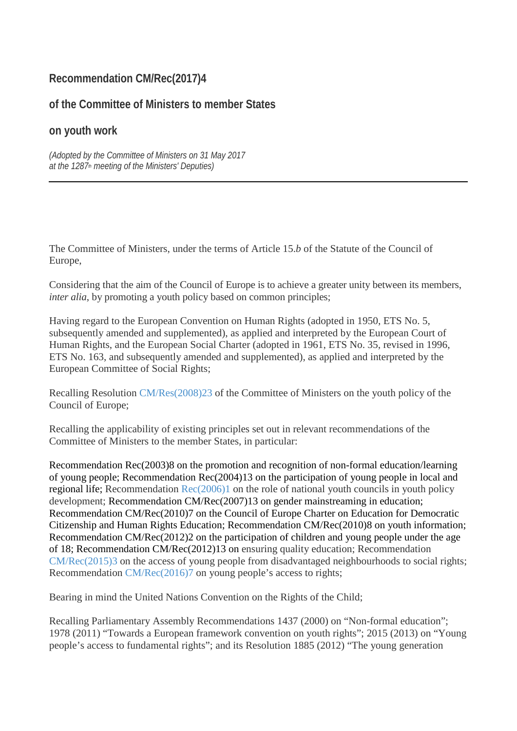## Recommendation CM/Rec(2017)4

## of the Committee of Ministers to member States

## on youth work

*(Adopted by the Committee of Ministers on 31 May 2017 at the 1287th meeting of the Ministers' Deputies)*

---

The Committee of Ministers, under the terms of Article 15.*b* of the Statute of the Council of Europe,

Considering that the aim of the Council of Europe is to achieve a greater unity between its members, *inter alia*, by promoting a youth policy based on common principles;

Having regard to the European Convention on Human Rights (adopted in 1950, ETS No. 5, subsequently amended and supplemented), as applied and interpreted by the European Court of Human Rights, and the European Social Charter (adopted in 1961, ETS No. 35, revised in 1996, ETS No. 163, and subsequently amended and supplemented), as applied and interpreted by the European Committee of Social Rights;

Recalling Resolution CM/Res(2008)23 of the Committee of Ministers on the youth policy of the Council of Europe;

Recalling the applicability of existing principles set out in relevant recommendations of the Committee of Ministers to the member States, in particular:

Recommendation Rec(2003)8 on the promotion and recognition of non-formal education/learning of young people; Recommendation Rec(2004)13 on the participation of young people in local and regional life; Recommendation Rec(2006)1 on the role of national youth councils in youth policy development; Recommendation CM/Rec(2007)13 on gender mainstreaming in education; Recommendation CM/Rec(2010)7 on the Council of Europe Charter on Education for Democratic Citizenship and Human Rights Education; Recommendation CM/Rec(2010)8 on youth information; Recommendation CM/Rec(2012)2 on the participation of children and young people under the age of 18; Recommendation CM/Rec(2012)13 on ensuring quality education; Recommendation CM/Rec(2015)3 on the access of young people from disadvantaged neighbourhoods to social rights; Recommendation CM/Rec(2016)7 on young people's access to rights;

Bearing in mind the United Nations Convention on the Rights of the Child;

Recalling Parliamentary Assembly Recommendations 1437 (2000) on "Non-formal education"; 1978 (2011) "Towards a European framework convention on youth rights"; 2015 (2013) on "Young people's access to fundamental rights"; and its Resolution 1885 (2012) "The young generation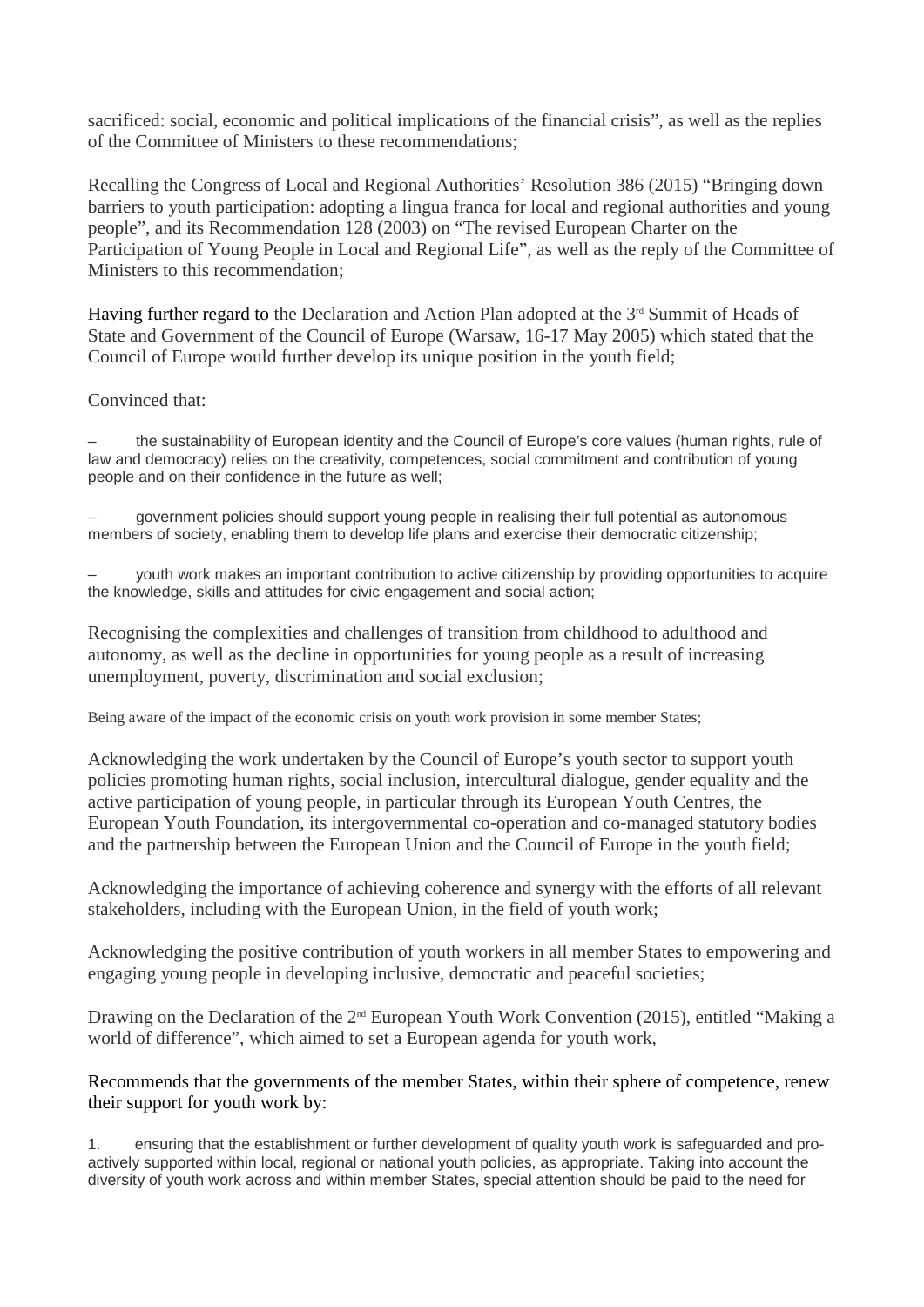sacrificed: social, economic and political implications of the financial crisis", as well as the replies of the Committee of Ministers to these recommendations;

Recalling the Congress of Local and Regional Authorities' Resolution 386 (2015) "Bringing down barriers to youth participation: adopting a lingua franca for local and regional authorities and young people", and its Recommendation 128 (2003) on "The revised European Charter on the Participation of Young People in Local and Regional Life", as well as the reply of the Committee of Ministers to this recommendation;

Having further regard to the Declaration and Action Plan adopted at the 3rd Summit of Heads of State and Government of the Council of Europe (Warsaw, 16-17 May 2005) which stated that the Council of Europe would further develop its unique position in the youth field;

Convinced that:

– the sustainability of European identity and the Council of Europe's core values (human rights, rule of law and democracy) relies on the creativity, competences, social commitment and contribution of young people and on their confidence in the future as well;

– government policies should support young people in realising their full potential as autonomous members of society, enabling them to develop life plans and exercise their democratic citizenship;

– youth work makes an important contribution to active citizenship by providing opportunities to acquire the knowledge, skills and attitudes for civic engagement and social action;

Recognising the complexities and challenges of transition from childhood to adulthood and autonomy, as well as the decline in opportunities for young people as a result of increasing unemployment, poverty, discrimination and social exclusion;

Being aware of the impact of the economic crisis on youth work provision in some member States;

Acknowledging the work undertaken by the Council of Europe's youth sector to support youth policies promoting human rights, social inclusion, intercultural dialogue, gender equality and the active participation of young people, in particular through its European Youth Centres, the European Youth Foundation, its intergovernmental co-operation and co-managed statutory bodies and the partnership between the European Union and the Council of Europe in the youth field;

Acknowledging the importance of achieving coherence and synergy with the efforts of all relevant stakeholders, including with the European Union, in the field of youth work;

Acknowledging the positive contribution of youth workers in all member States to empowering and engaging young people in developing inclusive, democratic and peaceful societies;

Drawing on the Declaration of the 2nd European Youth Work Convention (2015), entitled "Making a world of difference", which aimed to set a European agenda for youth work,

Recommends that the governments of the member States, within their sphere of competence, renew their support for youth work by:

1. ensuring that the establishment or further development of quality youth work is safeguarded and pro-actively supported within local, regional or national youth policies, as appropriate. Taking into account the diversity of youth work across and within member States, special attention should be paid to the need for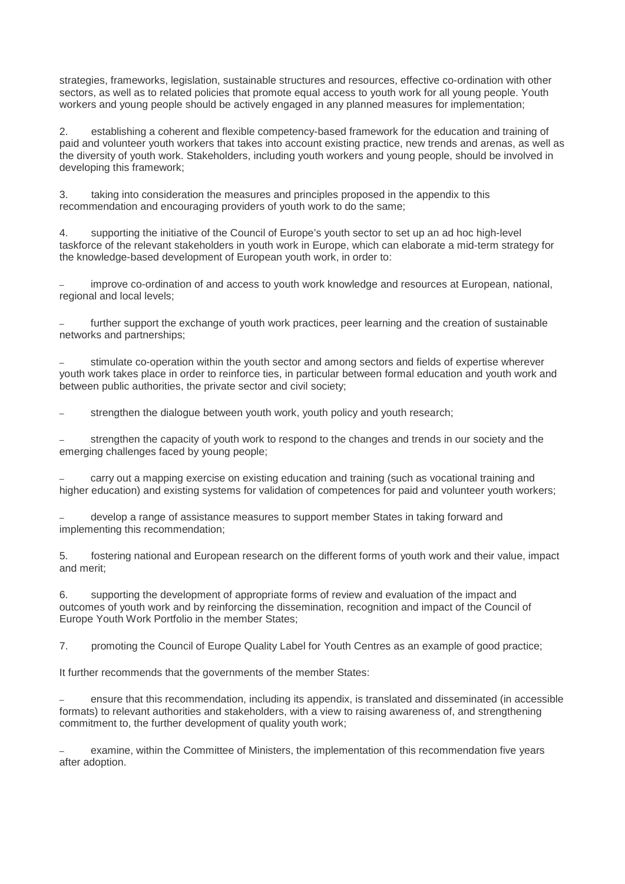strategies, frameworks, legislation, sustainable structures and resources, effective co-ordination with other sectors, as well as to related policies that promote equal access to youth work for all young people. Youth workers and young people should be actively engaged in any planned measures for implementation;

2. establishing a coherent and flexible competency-based framework for the education and training of paid and volunteer youth workers that takes into account existing practice, new trends and arenas, as well as the diversity of youth work. Stakeholders, including youth workers and young people, should be involved in developing this framework;

3. taking into consideration the measures and principles proposed in the appendix to this recommendation and encouraging providers of youth work to do the same;

4. supporting the initiative of the Council of Europe's youth sector to set up an ad hoc high-level taskforce of the relevant stakeholders in youth work in Europe, which can elaborate a mid-term strategy for the knowledge-based development of European youth work, in order to:

– improve co-ordination of and access to youth work knowledge and resources at European, national, regional and local levels;

– further support the exchange of youth work practices, peer learning and the creation of sustainable networks and partnerships;

– stimulate co-operation within the youth sector and among sectors and fields of expertise wherever youth work takes place in order to reinforce ties, in particular between formal education and youth work and between public authorities, the private sector and civil society;

– strengthen the dialogue between youth work, youth policy and youth research;

– strengthen the capacity of youth work to respond to the changes and trends in our society and the emerging challenges faced by young people;

– carry out a mapping exercise on existing education and training (such as vocational training and higher education) and existing systems for validation of competences for paid and volunteer youth workers;

– develop a range of assistance measures to support member States in taking forward and implementing this recommendation;

5. fostering national and European research on the different forms of youth work and their value, impact and merit;

6. supporting the development of appropriate forms of review and evaluation of the impact and outcomes of youth work and by reinforcing the dissemination, recognition and impact of the Council of Europe Youth Work Portfolio in the member States;

7. promoting the Council of Europe Quality Label for Youth Centres as an example of good practice;

It further recommends that the governments of the member States:

– ensure that this recommendation, including its appendix, is translated and disseminated (in accessible formats) to relevant authorities and stakeholders, with a view to raising awareness of, and strengthening commitment to, the further development of quality youth work;

– examine, within the Committee of Ministers, the implementation of this recommendation five years after adoption.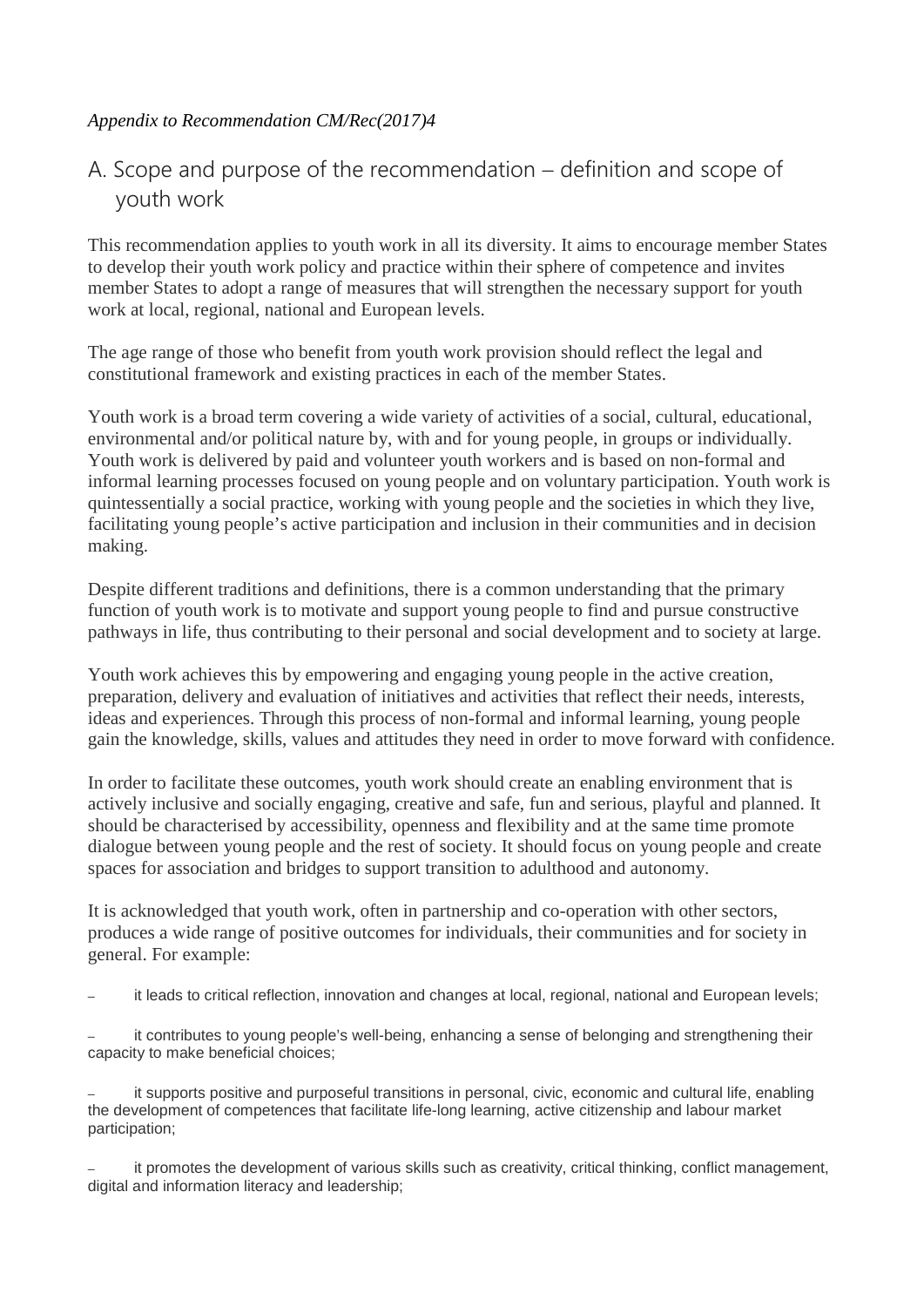*Appendix to Recommendation CM/Rec(2017)4*

## A. Scope and purpose of the recommendation – definition and scope of youth work

This recommendation applies to youth work in all its diversity. It aims to encourage member States to develop their youth work policy and practice within their sphere of competence and invites member States to adopt a range of measures that will strengthen the necessary support for youth work at local, regional, national and European levels.

The age range of those who benefit from youth work provision should reflect the legal and constitutional framework and existing practices in each of the member States.

Youth work is a broad term covering a wide variety of activities of a social, cultural, educational, environmental and/or political nature by, with and for young people, in groups or individually. Youth work is delivered by paid and volunteer youth workers and is based on non-formal and informal learning processes focused on young people and on voluntary participation. Youth work is quintessentially a social practice, working with young people and the societies in which they live, facilitating young people's active participation and inclusion in their communities and in decision making.

Despite different traditions and definitions, there is a common understanding that the primary function of youth work is to motivate and support young people to find and pursue constructive pathways in life, thus contributing to their personal and social development and to society at large.

Youth work achieves this by empowering and engaging young people in the active creation, preparation, delivery and evaluation of initiatives and activities that reflect their needs, interests, ideas and experiences. Through this process of non-formal and informal learning, young people gain the knowledge, skills, values and attitudes they need in order to move forward with confidence.

In order to facilitate these outcomes, youth work should create an enabling environment that is actively inclusive and socially engaging, creative and safe, fun and serious, playful and planned. It should be characterised by accessibility, openness and flexibility and at the same time promote dialogue between young people and the rest of society. It should focus on young people and create spaces for association and bridges to support transition to adulthood and autonomy.

It is acknowledged that youth work, often in partnership and co-operation with other sectors, produces a wide range of positive outcomes for individuals, their communities and for society in general. For example:

- it leads to critical reflection, innovation and changes at local, regional, national and European levels;
- it contributes to young people's well-being, enhancing a sense of belonging and strengthening their capacity to make beneficial choices;
- it supports positive and purposeful transitions in personal, civic, economic and cultural life, enabling the development of competences that facilitate life-long learning, active citizenship and labour market participation;
- it promotes the development of various skills such as creativity, critical thinking, conflict management, digital and information literacy and leadership;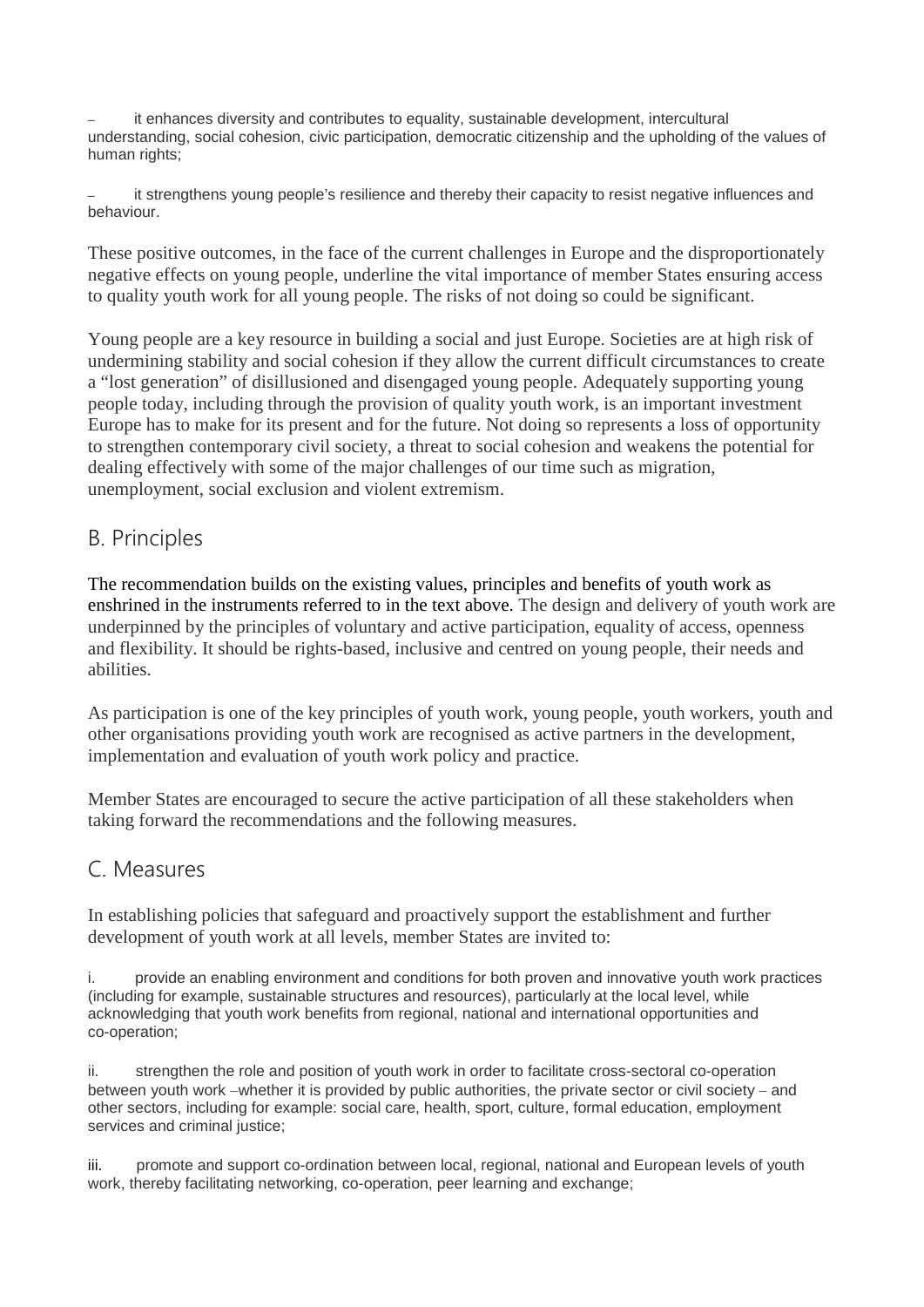– it enhances diversity and contributes to equality, sustainable development, intercultural understanding, social cohesion, civic participation, democratic citizenship and the upholding of the values of human rights;

– it strengthens young people's resilience and thereby their capacity to resist negative influences and behaviour.

These positive outcomes, in the face of the current challenges in Europe and the disproportionately negative effects on young people, underline the vital importance of member States ensuring access to quality youth work for all young people. The risks of not doing so could be significant.

Young people are a key resource in building a social and just Europe. Societies are at high risk of undermining stability and social cohesion if they allow the current difficult circumstances to create a "lost generation" of disillusioned and disengaged young people. Adequately supporting young people today, including through the provision of quality youth work, is an important investment Europe has to make for its present and for the future. Not doing so represents a loss of opportunity to strengthen contemporary civil society, a threat to social cohesion and weakens the potential for dealing effectively with some of the major challenges of our time such as migration, unemployment, social exclusion and violent extremism.

## B. Principles

The recommendation builds on the existing values, principles and benefits of youth work as enshrined in the instruments referred to in the text above. The design and delivery of youth work are underpinned by the principles of voluntary and active participation, equality of access, openness and flexibility. It should be rights-based, inclusive and centred on young people, their needs and abilities.

As participation is one of the key principles of youth work, young people, youth workers, youth and other organisations providing youth work are recognised as active partners in the development, implementation and evaluation of youth work policy and practice.

Member States are encouraged to secure the active participation of all these stakeholders when taking forward the recommendations and the following measures.

## C. Measures

In establishing policies that safeguard and proactively support the establishment and further development of youth work at all levels, member States are invited to:

i. provide an enabling environment and conditions for both proven and innovative youth work practices (including for example, sustainable structures and resources), particularly at the local level, while acknowledging that youth work benefits from regional, national and international opportunities and co-operation;

ii. strengthen the role and position of youth work in order to facilitate cross-sectoral co-operation between youth work –whether it is provided by public authorities, the private sector or civil society – and other sectors, including for example: social care, health, sport, culture, formal education, employment services and criminal justice;

iii. promote and support co-ordination between local, regional, national and European levels of youth work, thereby facilitating networking, co-operation, peer learning and exchange;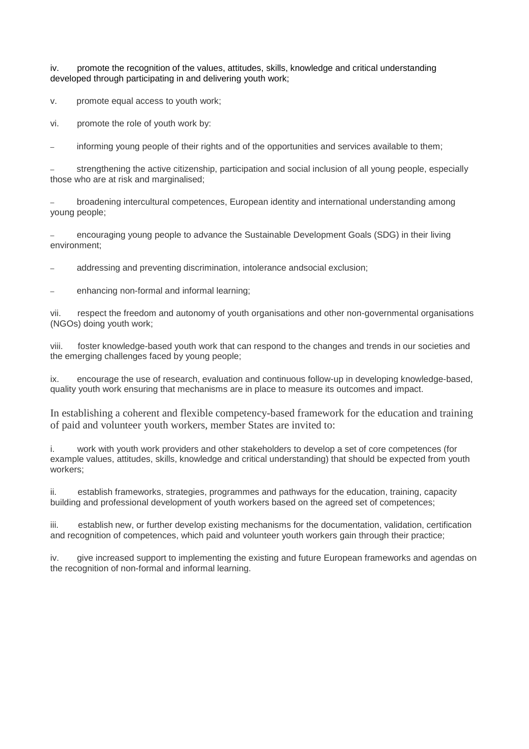iv. promote the recognition of the values, attitudes, skills, knowledge and critical understanding developed through participating in and delivering youth work;

v. promote equal access to youth work;

vi. promote the role of youth work by:

- informing young people of their rights and of the opportunities and services available to them;
- strengthening the active citizenship, participation and social inclusion of all young people, especially those who are at risk and marginalised;
- broadening intercultural competences, European identity and international understanding among young people;
- encouraging young people to advance the Sustainable Development Goals (SDG) in their living environment;
- addressing and preventing discrimination, intolerance andsocial exclusion;
- enhancing non-formal and informal learning;

vii. respect the freedom and autonomy of youth organisations and other non-governmental organisations (NGOs) doing youth work;

viii. foster knowledge-based youth work that can respond to the changes and trends in our societies and the emerging challenges faced by young people;

ix. encourage the use of research, evaluation and continuous follow-up in developing knowledge-based, quality youth work ensuring that mechanisms are in place to measure its outcomes and impact.

In establishing a coherent and flexible competency-based framework for the education and training of paid and volunteer youth workers, member States are invited to:

i. work with youth work providers and other stakeholders to develop a set of core competences (for example values, attitudes, skills, knowledge and critical understanding) that should be expected from youth workers;

ii. establish frameworks, strategies, programmes and pathways for the education, training, capacity building and professional development of youth workers based on the agreed set of competences;

iii. establish new, or further develop existing mechanisms for the documentation, validation, certification and recognition of competences, which paid and volunteer youth workers gain through their practice;

iv. give increased support to implementing the existing and future European frameworks and agendas on the recognition of non-formal and informal learning.